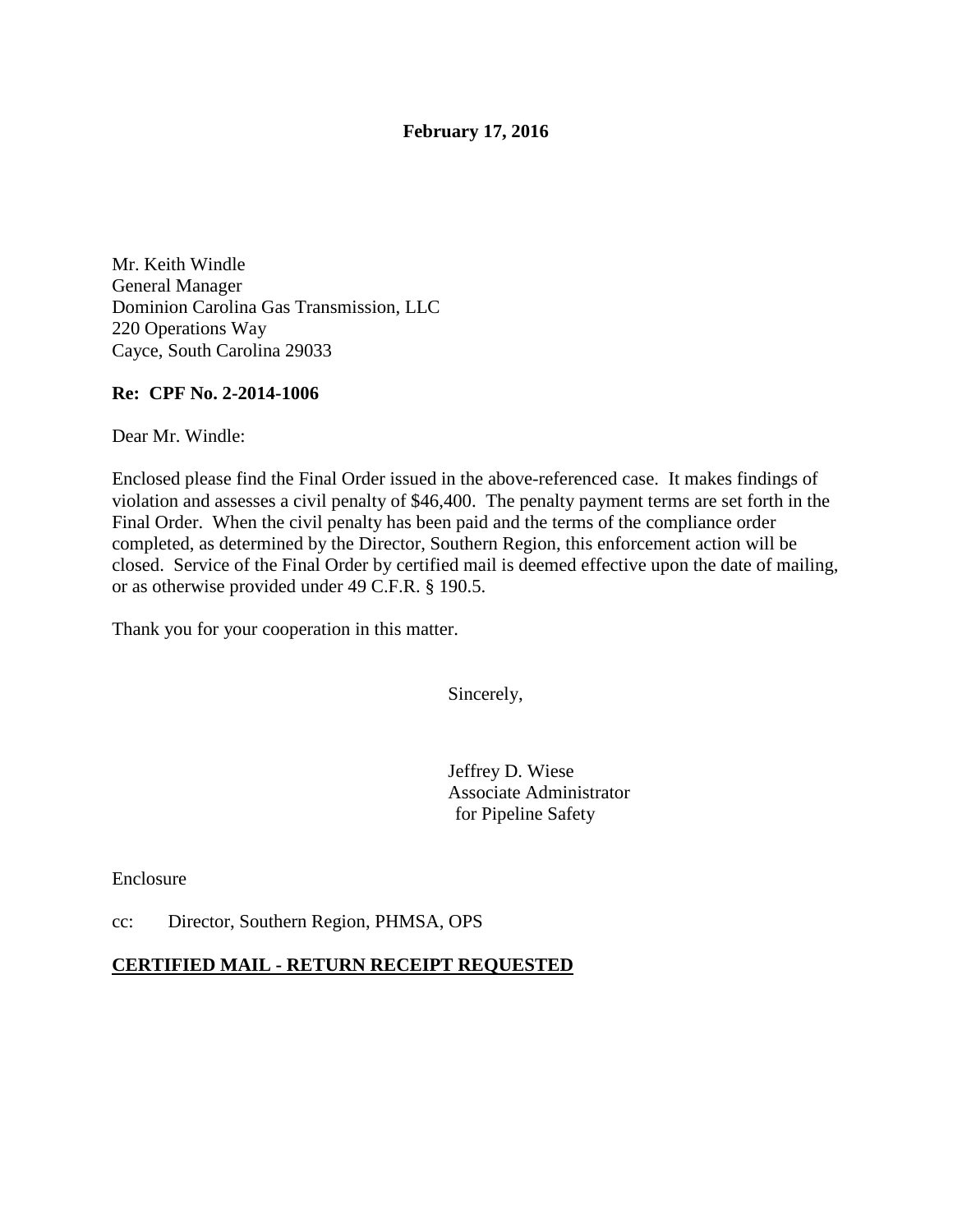**February 17, 2016**

Mr. Keith Windle
General Manager
Dominion Carolina Gas Transmission, LLC
220 Operations Way
Cayce, South Carolina 29033

**Re: CPF No. 2-2014-1006**

Dear Mr. Windle:

Enclosed please find the Final Order issued in the above-referenced case. It makes findings of violation and assesses a civil penalty of $46,400. The penalty payment terms are set forth in the Final Order. When the civil penalty has been paid and the terms of the compliance order completed, as determined by the Director, Southern Region, this enforcement action will be closed. Service of the Final Order by certified mail is deemed effective upon the date of mailing, or as otherwise provided under 49 C.F.R. § 190.5.

Thank you for your cooperation in this matter.

Sincerely,

Jeffrey D. Wiese
Associate Administrator
for Pipeline Safety

Enclosure

cc: Director, Southern Region, PHMSA, OPS

**CERTIFIED MAIL - RETURN RECEIPT REQUESTED**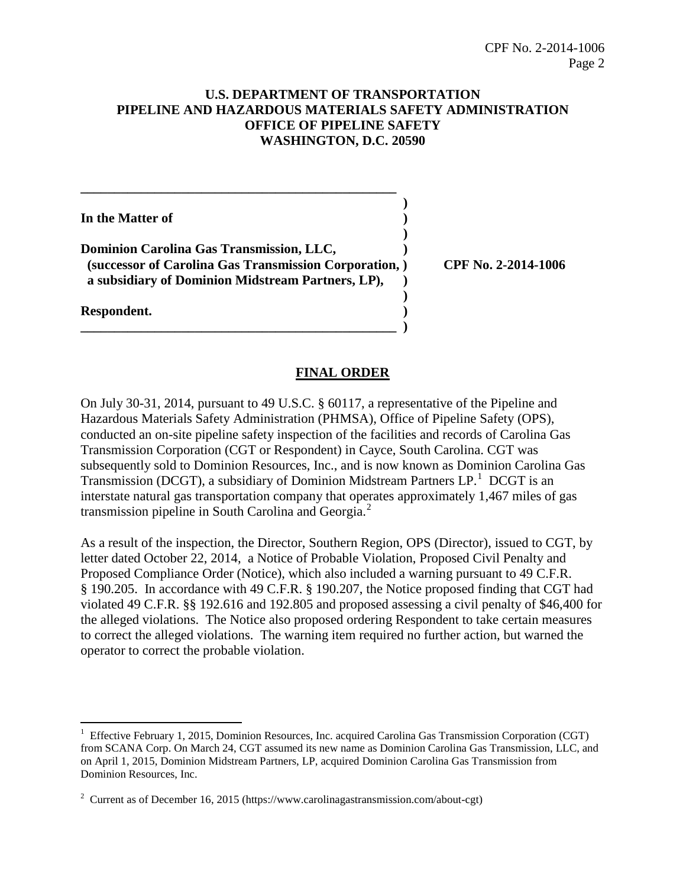**U.S. DEPARTMENT OF TRANSPORTATION**
**PIPELINE AND HAZARDOUS MATERIALS SAFETY ADMINISTRATION**
**OFFICE OF PIPELINE SAFETY**
**WASHINGTON, D.C. 20590**

| | | |
|---|---|---|
| **In the Matter of** | ) | |
| | ) | |
| **Dominion Carolina Gas Transmission, LLC,** | ) | |
| **(successor of Carolina Gas Transmission Corporation,** | ) | **CPF No. 2-2014-1006** |
| **a subsidiary of Dominion Midstream Partners, LP),** | ) | |
| | ) | |
| **Respondent.** | ) | |

## FINAL ORDER

On July 30-31, 2014, pursuant to 49 U.S.C. § 60117, a representative of the Pipeline and Hazardous Materials Safety Administration (PHMSA), Office of Pipeline Safety (OPS), conducted an on-site pipeline safety inspection of the facilities and records of Carolina Gas Transmission Corporation (CGT or Respondent) in Cayce, South Carolina. CGT was subsequently sold to Dominion Resources, Inc., and is now known as Dominion Carolina Gas Transmission (DCGT), a subsidiary of Dominion Midstream Partners LP.[1] DCGT is an interstate natural gas transportation company that operates approximately 1,467 miles of gas transmission pipeline in South Carolina and Georgia.[2]

As a result of the inspection, the Director, Southern Region, OPS (Director), issued to CGT, by letter dated October 22, 2014, a Notice of Probable Violation, Proposed Civil Penalty and Proposed Compliance Order (Notice), which also included a warning pursuant to 49 C.F.R. § 190.205. In accordance with 49 C.F.R. § 190.207, the Notice proposed finding that CGT had violated 49 C.F.R. §§ 192.616 and 192.805 and proposed assessing a civil penalty of $46,400 for the alleged violations. The Notice also proposed ordering Respondent to take certain measures to correct the alleged violations. The warning item required no further action, but warned the operator to correct the probable violation.

---

[1] Effective February 1, 2015, Dominion Resources, Inc. acquired Carolina Gas Transmission Corporation (CGT) from SCANA Corp. On March 24, CGT assumed its new name as Dominion Carolina Gas Transmission, LLC, and on April 1, 2015, Dominion Midstream Partners, LP, acquired Dominion Carolina Gas Transmission from Dominion Resources, Inc.

[2] Current as of December 16, 2015 (https://www.carolinagastransmission.com/about-cgt)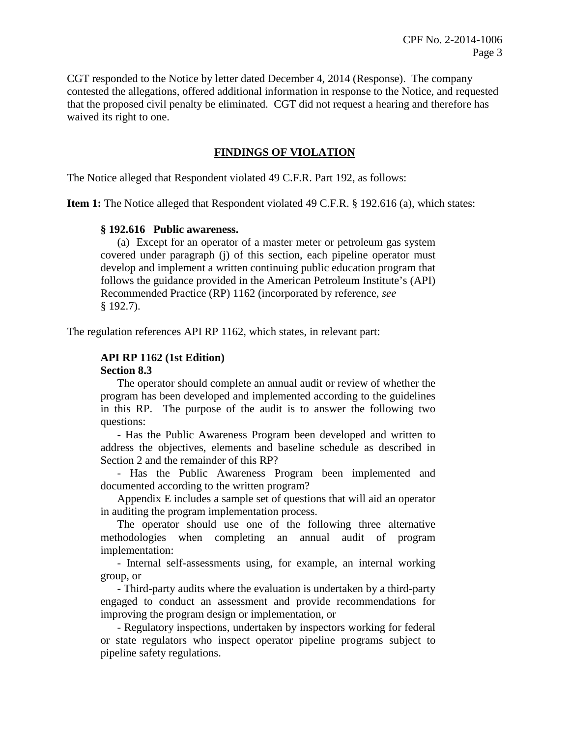CGT responded to the Notice by letter dated December 4, 2014 (Response). The company contested the allegations, offered additional information in response to the Notice, and requested that the proposed civil penalty be eliminated. CGT did not request a hearing and therefore has waived its right to one.

## FINDINGS OF VIOLATION

The Notice alleged that Respondent violated 49 C.F.R. Part 192, as follows:

**Item 1:** The Notice alleged that Respondent violated 49 C.F.R. § 192.616 (a), which states:

> **§ 192.616 Public awareness.**
>
> (a) Except for an operator of a master meter or petroleum gas system covered under paragraph (j) of this section, each pipeline operator must develop and implement a written continuing public education program that follows the guidance provided in the American Petroleum Institute's (API) Recommended Practice (RP) 1162 (incorporated by reference, *see* § 192.7).

The regulation references API RP 1162, which states, in relevant part:

> **API RP 1162 (1st Edition)**
> **Section 8.3**
>
> The operator should complete an annual audit or review of whether the program has been developed and implemented according to the guidelines in this RP. The purpose of the audit is to answer the following two questions:
>
> - Has the Public Awareness Program been developed and written to address the objectives, elements and baseline schedule as described in Section 2 and the remainder of this RP?
>
> - Has the Public Awareness Program been implemented and documented according to the written program?
>
> Appendix E includes a sample set of questions that will aid an operator in auditing the program implementation process.
>
> The operator should use one of the following three alternative methodologies when completing an annual audit of program implementation:
>
> - Internal self-assessments using, for example, an internal working group, or
>
> - Third-party audits where the evaluation is undertaken by a third-party engaged to conduct an assessment and provide recommendations for improving the program design or implementation, or
>
> - Regulatory inspections, undertaken by inspectors working for federal or state regulators who inspect operator pipeline programs subject to pipeline safety regulations.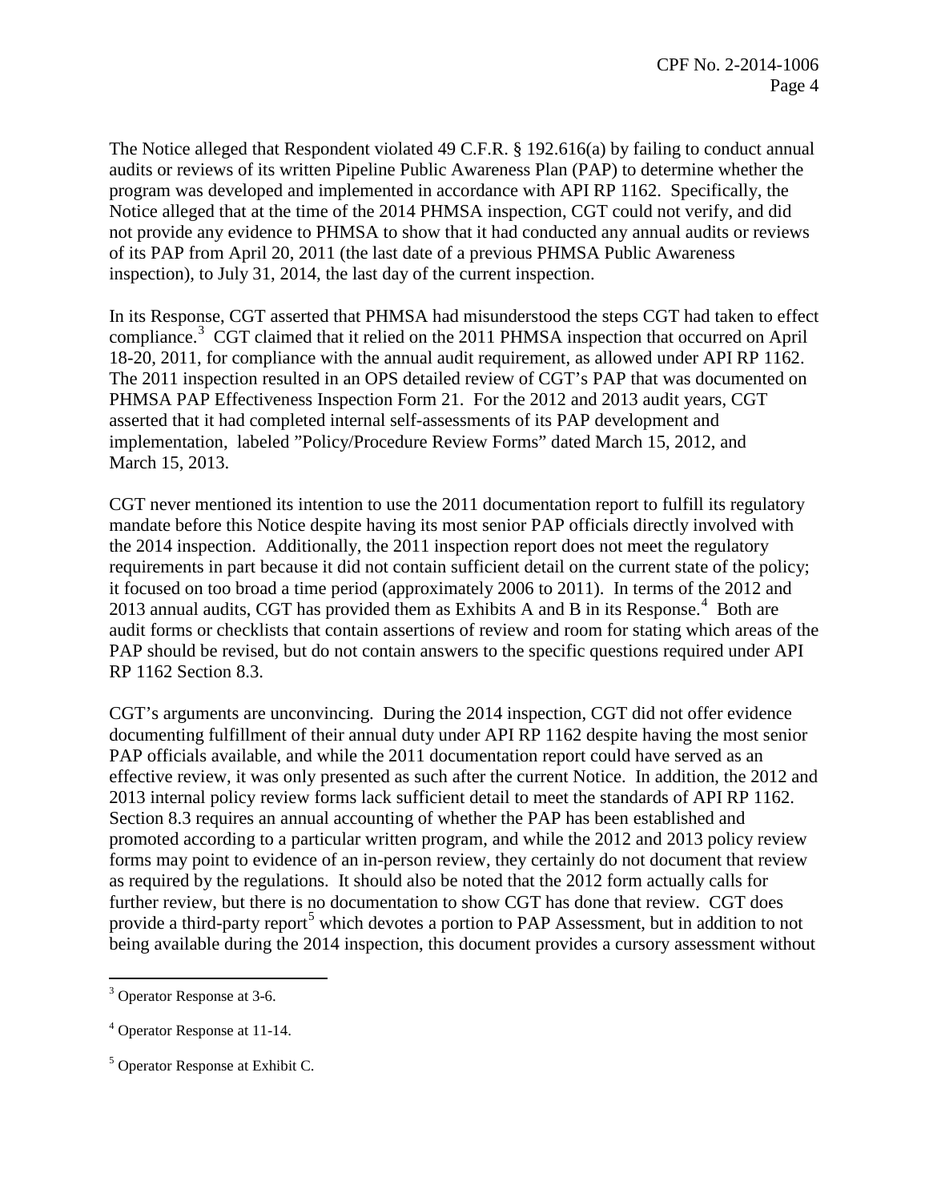The Notice alleged that Respondent violated 49 C.F.R. § 192.616(a) by failing to conduct annual audits or reviews of its written Pipeline Public Awareness Plan (PAP) to determine whether the program was developed and implemented in accordance with API RP 1162. Specifically, the Notice alleged that at the time of the 2014 PHMSA inspection, CGT could not verify, and did not provide any evidence to PHMSA to show that it had conducted any annual audits or reviews of its PAP from April 20, 2011 (the last date of a previous PHMSA Public Awareness inspection), to July 31, 2014, the last day of the current inspection.

In its Response, CGT asserted that PHMSA had misunderstood the steps CGT had taken to effect compliance.[3] CGT claimed that it relied on the 2011 PHMSA inspection that occurred on April 18-20, 2011, for compliance with the annual audit requirement, as allowed under API RP 1162. The 2011 inspection resulted in an OPS detailed review of CGT's PAP that was documented on PHMSA PAP Effectiveness Inspection Form 21. For the 2012 and 2013 audit years, CGT asserted that it had completed internal self-assessments of its PAP development and implementation, labeled "Policy/Procedure Review Forms" dated March 15, 2012, and March 15, 2013.

CGT never mentioned its intention to use the 2011 documentation report to fulfill its regulatory mandate before this Notice despite having its most senior PAP officials directly involved with the 2014 inspection. Additionally, the 2011 inspection report does not meet the regulatory requirements in part because it did not contain sufficient detail on the current state of the policy; it focused on too broad a time period (approximately 2006 to 2011). In terms of the 2012 and 2013 annual audits, CGT has provided them as Exhibits A and B in its Response.[4] Both are audit forms or checklists that contain assertions of review and room for stating which areas of the PAP should be revised, but do not contain answers to the specific questions required under API RP 1162 Section 8.3.

CGT's arguments are unconvincing. During the 2014 inspection, CGT did not offer evidence documenting fulfillment of their annual duty under API RP 1162 despite having the most senior PAP officials available, and while the 2011 documentation report could have served as an effective review, it was only presented as such after the current Notice. In addition, the 2012 and 2013 internal policy review forms lack sufficient detail to meet the standards of API RP 1162. Section 8.3 requires an annual accounting of whether the PAP has been established and promoted according to a particular written program, and while the 2012 and 2013 policy review forms may point to evidence of an in-person review, they certainly do not document that review as required by the regulations. It should also be noted that the 2012 form actually calls for further review, but there is no documentation to show CGT has done that review. CGT does provide a third-party report[5] which devotes a portion to PAP Assessment, but in addition to not being available during the 2014 inspection, this document provides a cursory assessment without

---

[3] Operator Response at 3-6.

[4] Operator Response at 11-14.

[5] Operator Response at Exhibit C.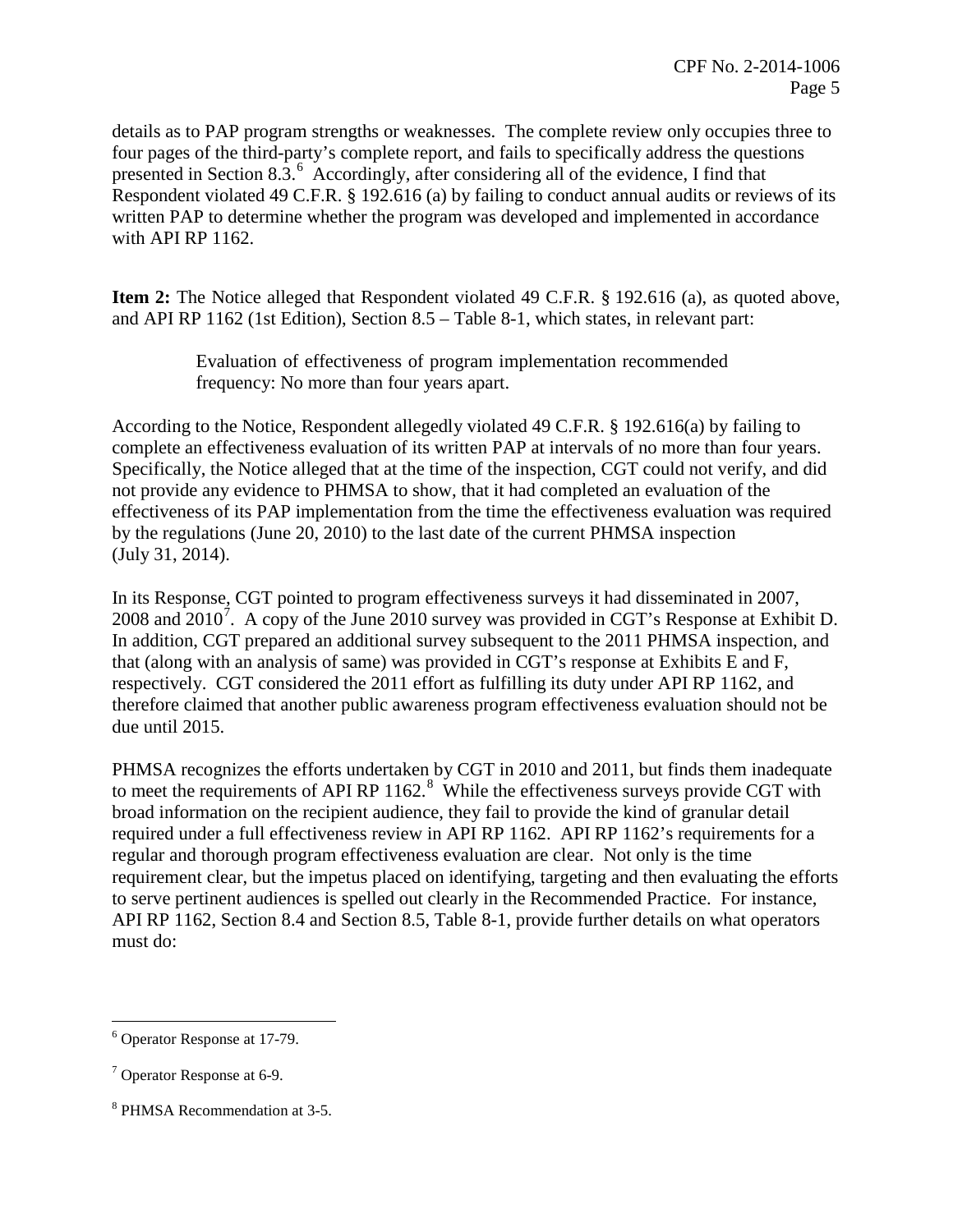details as to PAP program strengths or weaknesses. The complete review only occupies three to four pages of the third-party's complete report, and fails to specifically address the questions presented in Section 8.3.[6] Accordingly, after considering all of the evidence, I find that Respondent violated 49 C.F.R. § 192.616 (a) by failing to conduct annual audits or reviews of its written PAP to determine whether the program was developed and implemented in accordance with API RP 1162.

**Item 2:** The Notice alleged that Respondent violated 49 C.F.R. § 192.616 (a), as quoted above, and API RP 1162 (1st Edition), Section 8.5 – Table 8-1, which states, in relevant part:

> Evaluation of effectiveness of program implementation recommended frequency: No more than four years apart.

According to the Notice, Respondent allegedly violated 49 C.F.R. § 192.616(a) by failing to complete an effectiveness evaluation of its written PAP at intervals of no more than four years. Specifically, the Notice alleged that at the time of the inspection, CGT could not verify, and did not provide any evidence to PHMSA to show, that it had completed an evaluation of the effectiveness of its PAP implementation from the time the effectiveness evaluation was required by the regulations (June 20, 2010) to the last date of the current PHMSA inspection (July 31, 2014).

In its Response, CGT pointed to program effectiveness surveys it had disseminated in 2007, 2008 and 2010[7]. A copy of the June 2010 survey was provided in CGT's Response at Exhibit D. In addition, CGT prepared an additional survey subsequent to the 2011 PHMSA inspection, and that (along with an analysis of same) was provided in CGT's response at Exhibits E and F, respectively. CGT considered the 2011 effort as fulfilling its duty under API RP 1162, and therefore claimed that another public awareness program effectiveness evaluation should not be due until 2015.

PHMSA recognizes the efforts undertaken by CGT in 2010 and 2011, but finds them inadequate to meet the requirements of API RP 1162.[8] While the effectiveness surveys provide CGT with broad information on the recipient audience, they fail to provide the kind of granular detail required under a full effectiveness review in API RP 1162. API RP 1162's requirements for a regular and thorough program effectiveness evaluation are clear. Not only is the time requirement clear, but the impetus placed on identifying, targeting and then evaluating the efforts to serve pertinent audiences is spelled out clearly in the Recommended Practice. For instance, API RP 1162, Section 8.4 and Section 8.5, Table 8-1, provide further details on what operators must do:

---

[6] Operator Response at 17-79.

[7] Operator Response at 6-9.

[8] PHMSA Recommendation at 3-5.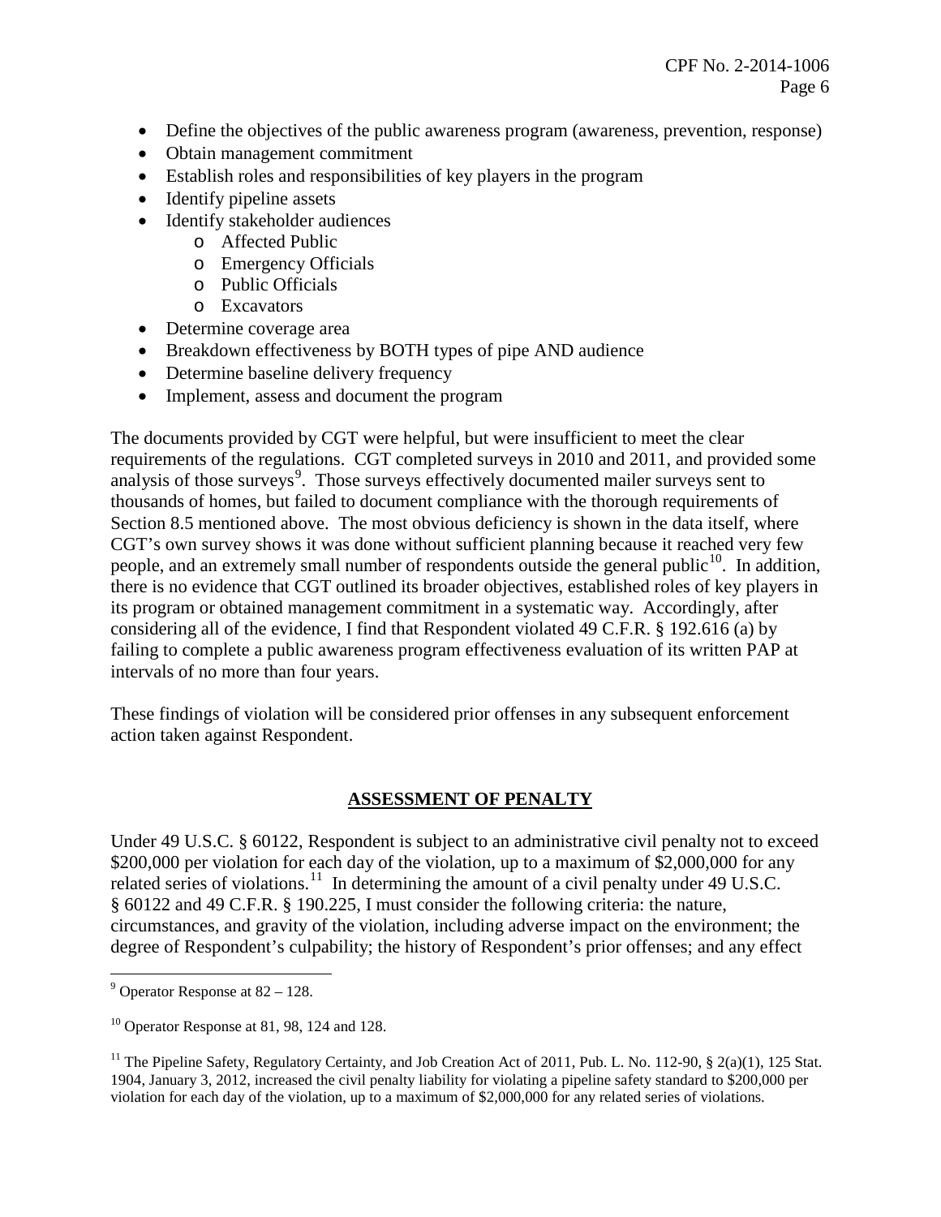- Define the objectives of the public awareness program (awareness, prevention, response)
- Obtain management commitment
- Establish roles and responsibilities of key players in the program
- Identify pipeline assets
- Identify stakeholder audiences
  - Affected Public
  - Emergency Officials
  - Public Officials
  - Excavators
- Determine coverage area
- Breakdown effectiveness by BOTH types of pipe AND audience
- Determine baseline delivery frequency
- Implement, assess and document the program

The documents provided by CGT were helpful, but were insufficient to meet the clear requirements of the regulations. CGT completed surveys in 2010 and 2011, and provided some analysis of those surveys[9]. Those surveys effectively documented mailer surveys sent to thousands of homes, but failed to document compliance with the thorough requirements of Section 8.5 mentioned above. The most obvious deficiency is shown in the data itself, where CGT's own survey shows it was done without sufficient planning because it reached very few people, and an extremely small number of respondents outside the general public[10]. In addition, there is no evidence that CGT outlined its broader objectives, established roles of key players in its program or obtained management commitment in a systematic way. Accordingly, after considering all of the evidence, I find that Respondent violated 49 C.F.R. § 192.616 (a) by failing to complete a public awareness program effectiveness evaluation of its written PAP at intervals of no more than four years.

These findings of violation will be considered prior offenses in any subsequent enforcement action taken against Respondent.

## ASSESSMENT OF PENALTY

Under 49 U.S.C. § 60122, Respondent is subject to an administrative civil penalty not to exceed \$200,000 per violation for each day of the violation, up to a maximum of \$2,000,000 for any related series of violations.[11] In determining the amount of a civil penalty under 49 U.S.C. § 60122 and 49 C.F.R. § 190.225, I must consider the following criteria: the nature, circumstances, and gravity of the violation, including adverse impact on the environment; the degree of Respondent's culpability; the history of Respondent's prior offenses; and any effect

---

[9] Operator Response at 82 – 128.

[10] Operator Response at 81, 98, 124 and 128.

[11] The Pipeline Safety, Regulatory Certainty, and Job Creation Act of 2011, Pub. L. No. 112-90, § 2(a)(1), 125 Stat. 1904, January 3, 2012, increased the civil penalty liability for violating a pipeline safety standard to \$200,000 per violation for each day of the violation, up to a maximum of \$2,000,000 for any related series of violations.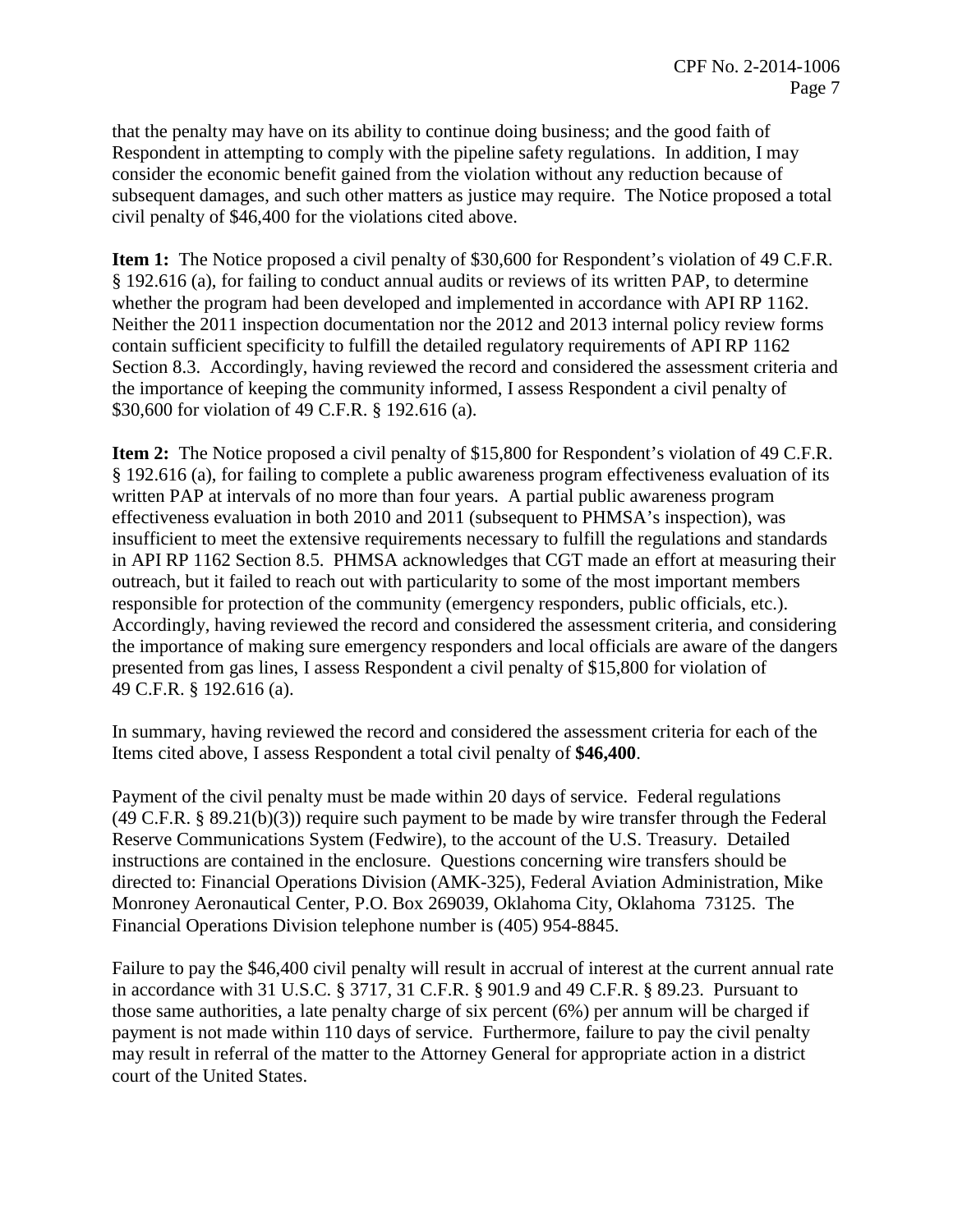that the penalty may have on its ability to continue doing business; and the good faith of Respondent in attempting to comply with the pipeline safety regulations. In addition, I may consider the economic benefit gained from the violation without any reduction because of subsequent damages, and such other matters as justice may require. The Notice proposed a total civil penalty of $46,400 for the violations cited above.

**Item 1:** The Notice proposed a civil penalty of $30,600 for Respondent's violation of 49 C.F.R. § 192.616 (a), for failing to conduct annual audits or reviews of its written PAP, to determine whether the program had been developed and implemented in accordance with API RP 1162. Neither the 2011 inspection documentation nor the 2012 and 2013 internal policy review forms contain sufficient specificity to fulfill the detailed regulatory requirements of API RP 1162 Section 8.3. Accordingly, having reviewed the record and considered the assessment criteria and the importance of keeping the community informed, I assess Respondent a civil penalty of $30,600 for violation of 49 C.F.R. § 192.616 (a).

**Item 2:** The Notice proposed a civil penalty of $15,800 for Respondent's violation of 49 C.F.R. § 192.616 (a), for failing to complete a public awareness program effectiveness evaluation of its written PAP at intervals of no more than four years. A partial public awareness program effectiveness evaluation in both 2010 and 2011 (subsequent to PHMSA's inspection), was insufficient to meet the extensive requirements necessary to fulfill the regulations and standards in API RP 1162 Section 8.5. PHMSA acknowledges that CGT made an effort at measuring their outreach, but it failed to reach out with particularity to some of the most important members responsible for protection of the community (emergency responders, public officials, etc.). Accordingly, having reviewed the record and considered the assessment criteria, and considering the importance of making sure emergency responders and local officials are aware of the dangers presented from gas lines, I assess Respondent a civil penalty of $15,800 for violation of 49 C.F.R. § 192.616 (a).

In summary, having reviewed the record and considered the assessment criteria for each of the Items cited above, I assess Respondent a total civil penalty of **$46,400**.

Payment of the civil penalty must be made within 20 days of service. Federal regulations (49 C.F.R. § 89.21(b)(3)) require such payment to be made by wire transfer through the Federal Reserve Communications System (Fedwire), to the account of the U.S. Treasury. Detailed instructions are contained in the enclosure. Questions concerning wire transfers should be directed to: Financial Operations Division (AMK-325), Federal Aviation Administration, Mike Monroney Aeronautical Center, P.O. Box 269039, Oklahoma City, Oklahoma 73125. The Financial Operations Division telephone number is (405) 954-8845.

Failure to pay the $46,400 civil penalty will result in accrual of interest at the current annual rate in accordance with 31 U.S.C. § 3717, 31 C.F.R. § 901.9 and 49 C.F.R. § 89.23. Pursuant to those same authorities, a late penalty charge of six percent (6%) per annum will be charged if payment is not made within 110 days of service. Furthermore, failure to pay the civil penalty may result in referral of the matter to the Attorney General for appropriate action in a district court of the United States.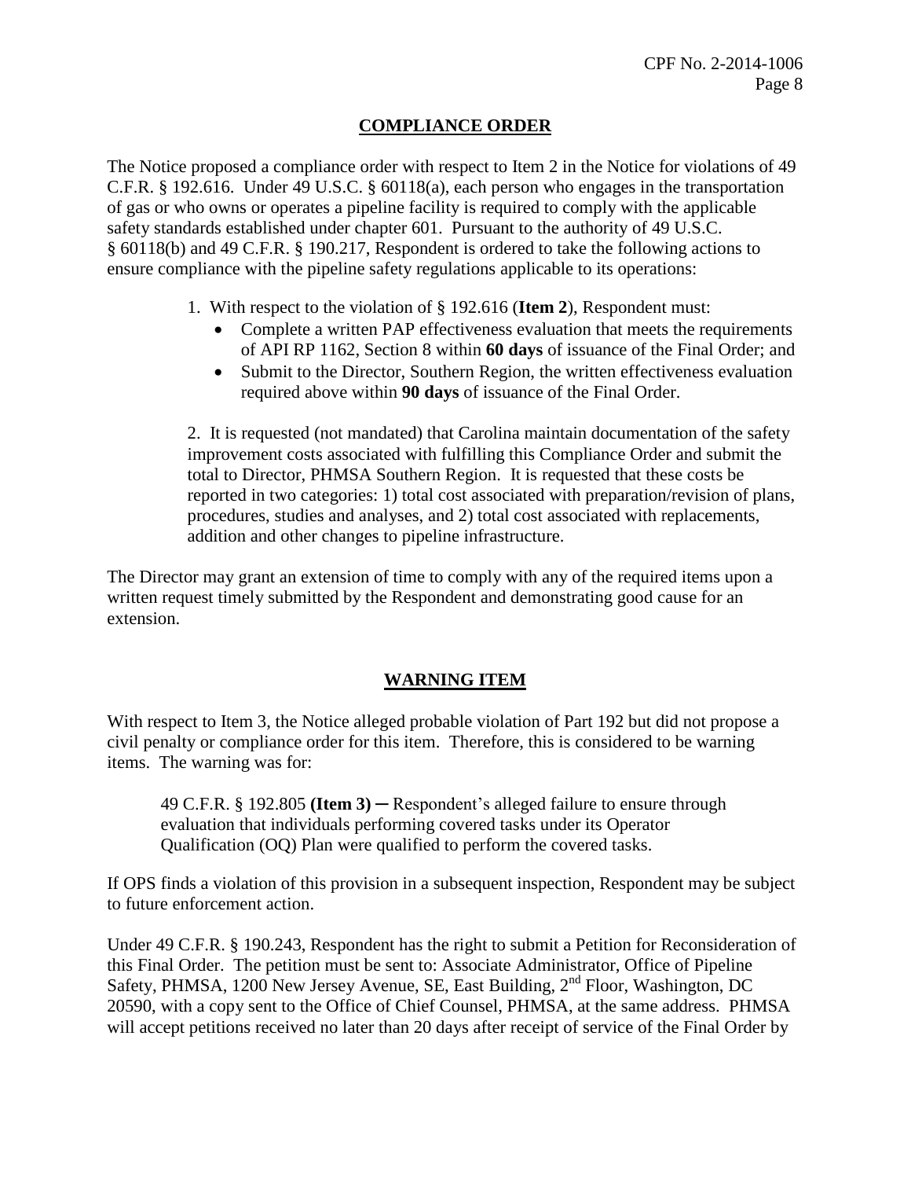## COMPLIANCE ORDER

The Notice proposed a compliance order with respect to Item 2 in the Notice for violations of 49 C.F.R. § 192.616. Under 49 U.S.C. § 60118(a), each person who engages in the transportation of gas or who owns or operates a pipeline facility is required to comply with the applicable safety standards established under chapter 601. Pursuant to the authority of 49 U.S.C. § 60118(b) and 49 C.F.R. § 190.217, Respondent is ordered to take the following actions to ensure compliance with the pipeline safety regulations applicable to its operations:

1. With respect to the violation of § 192.616 (**Item 2**), Respondent must:
   - Complete a written PAP effectiveness evaluation that meets the requirements of API RP 1162, Section 8 within **60 days** of issuance of the Final Order; and
   - Submit to the Director, Southern Region, the written effectiveness evaluation required above within **90 days** of issuance of the Final Order.

2. It is requested (not mandated) that Carolina maintain documentation of the safety improvement costs associated with fulfilling this Compliance Order and submit the total to Director, PHMSA Southern Region. It is requested that these costs be reported in two categories: 1) total cost associated with preparation/revision of plans, procedures, studies and analyses, and 2) total cost associated with replacements, addition and other changes to pipeline infrastructure.

The Director may grant an extension of time to comply with any of the required items upon a written request timely submitted by the Respondent and demonstrating good cause for an extension.

## WARNING ITEM

With respect to Item 3, the Notice alleged probable violation of Part 192 but did not propose a civil penalty or compliance order for this item. Therefore, this is considered to be warning items. The warning was for:

> 49 C.F.R. § 192.805 **(Item 3)** ─ Respondent's alleged failure to ensure through evaluation that individuals performing covered tasks under its Operator Qualification (OQ) Plan were qualified to perform the covered tasks.

If OPS finds a violation of this provision in a subsequent inspection, Respondent may be subject to future enforcement action.

Under 49 C.F.R. § 190.243, Respondent has the right to submit a Petition for Reconsideration of this Final Order. The petition must be sent to: Associate Administrator, Office of Pipeline Safety, PHMSA, 1200 New Jersey Avenue, SE, East Building, 2nd Floor, Washington, DC 20590, with a copy sent to the Office of Chief Counsel, PHMSA, at the same address. PHMSA will accept petitions received no later than 20 days after receipt of service of the Final Order by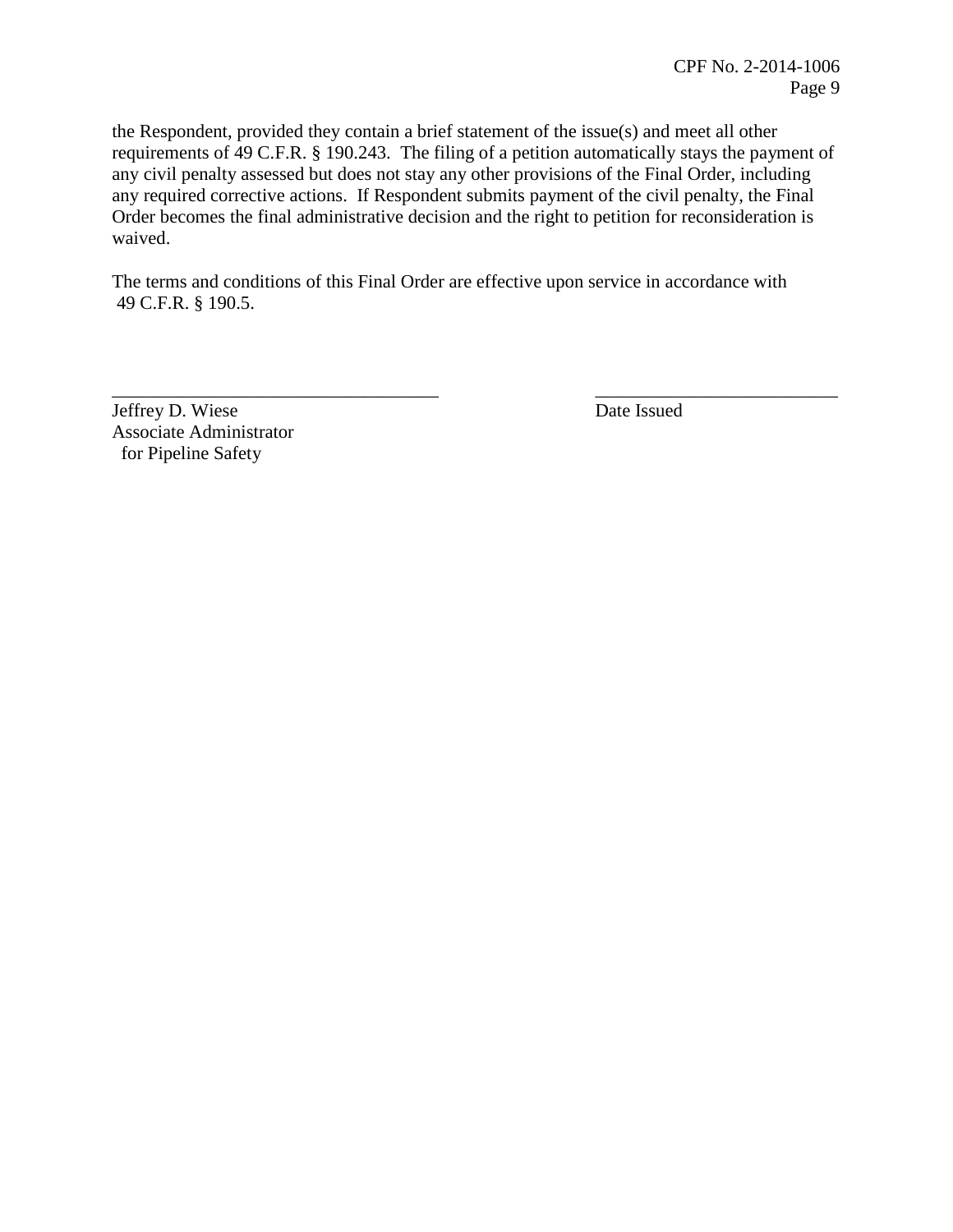the Respondent, provided they contain a brief statement of the issue(s) and meet all other requirements of 49 C.F.R. § 190.243. The filing of a petition automatically stays the payment of any civil penalty assessed but does not stay any other provisions of the Final Order, including any required corrective actions. If Respondent submits payment of the civil penalty, the Final Order becomes the final administrative decision and the right to petition for reconsideration is waived.

The terms and conditions of this Final Order are effective upon service in accordance with 49 C.F.R. § 190.5.

| | |
|---|---|
| ___________________________________ | __________________________ |
| Jeffrey D. Wiese<br>Associate Administrator<br>for Pipeline Safety | Date Issued |